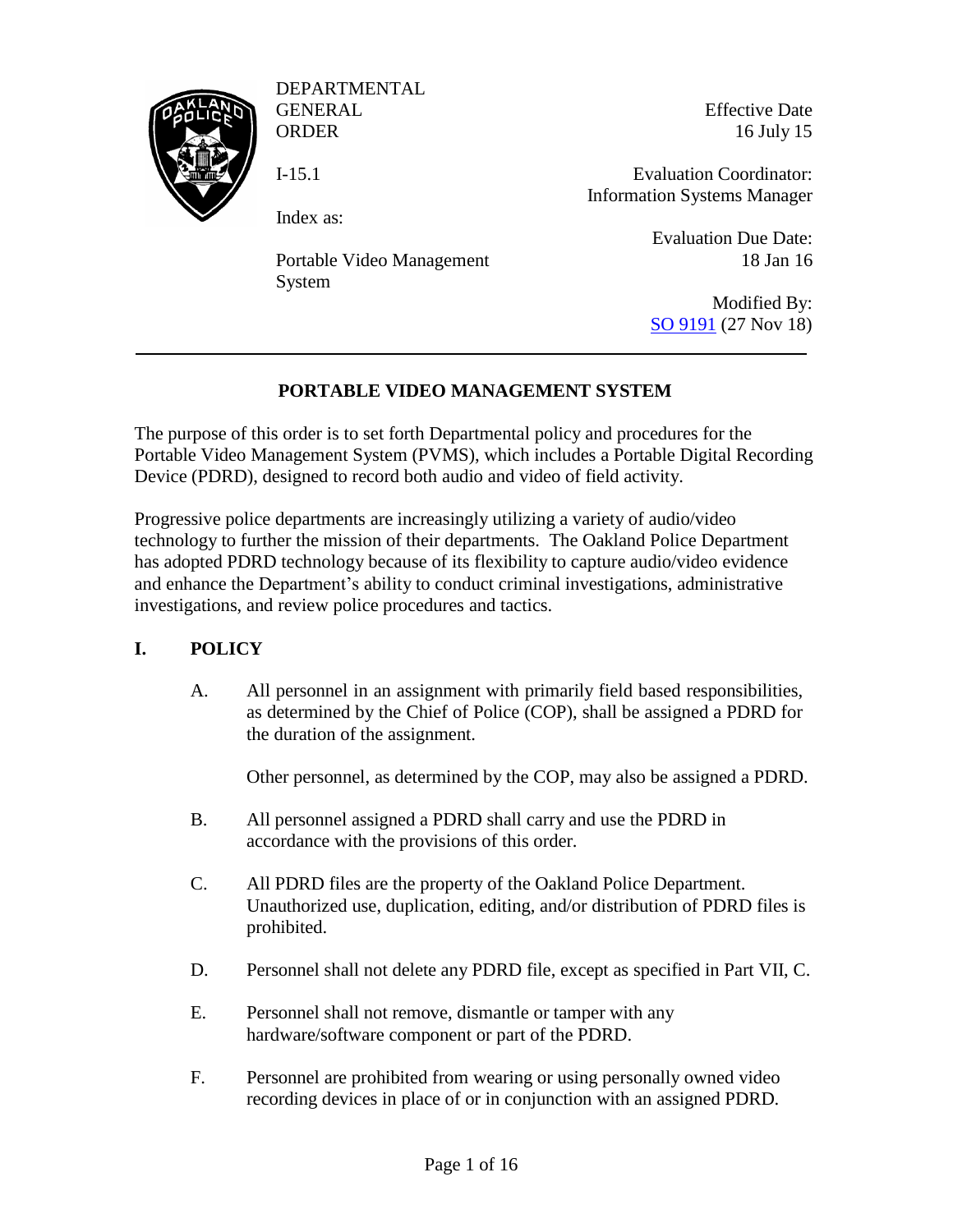DEPARTMENTAL GENERAL ORDER

Effective Date
16 July 15

I-15.1

Evaluation Coordinator:
Information Systems Manager

Index as:

Evaluation Due Date:
18 Jan 16

Portable Video Management System

Modified By:
SO 9191 (27 Nov 18)

---

## PORTABLE VIDEO MANAGEMENT SYSTEM

The purpose of this order is to set forth Departmental policy and procedures for the Portable Video Management System (PVMS), which includes a Portable Digital Recording Device (PDRD), designed to record both audio and video of field activity.

Progressive police departments are increasingly utilizing a variety of audio/video technology to further the mission of their departments. The Oakland Police Department has adopted PDRD technology because of its flexibility to capture audio/video evidence and enhance the Department's ability to conduct criminal investigations, administrative investigations, and review police procedures and tactics.

## I. POLICY

A. All personnel in an assignment with primarily field based responsibilities, as determined by the Chief of Police (COP), shall be assigned a PDRD for the duration of the assignment.

Other personnel, as determined by the COP, may also be assigned a PDRD.

B. All personnel assigned a PDRD shall carry and use the PDRD in accordance with the provisions of this order.

C. All PDRD files are the property of the Oakland Police Department. Unauthorized use, duplication, editing, and/or distribution of PDRD files is prohibited.

D. Personnel shall not delete any PDRD file, except as specified in Part VII, C.

E. Personnel shall not remove, dismantle or tamper with any hardware/software component or part of the PDRD.

F. Personnel are prohibited from wearing or using personally owned video recording devices in place of or in conjunction with an assigned PDRD.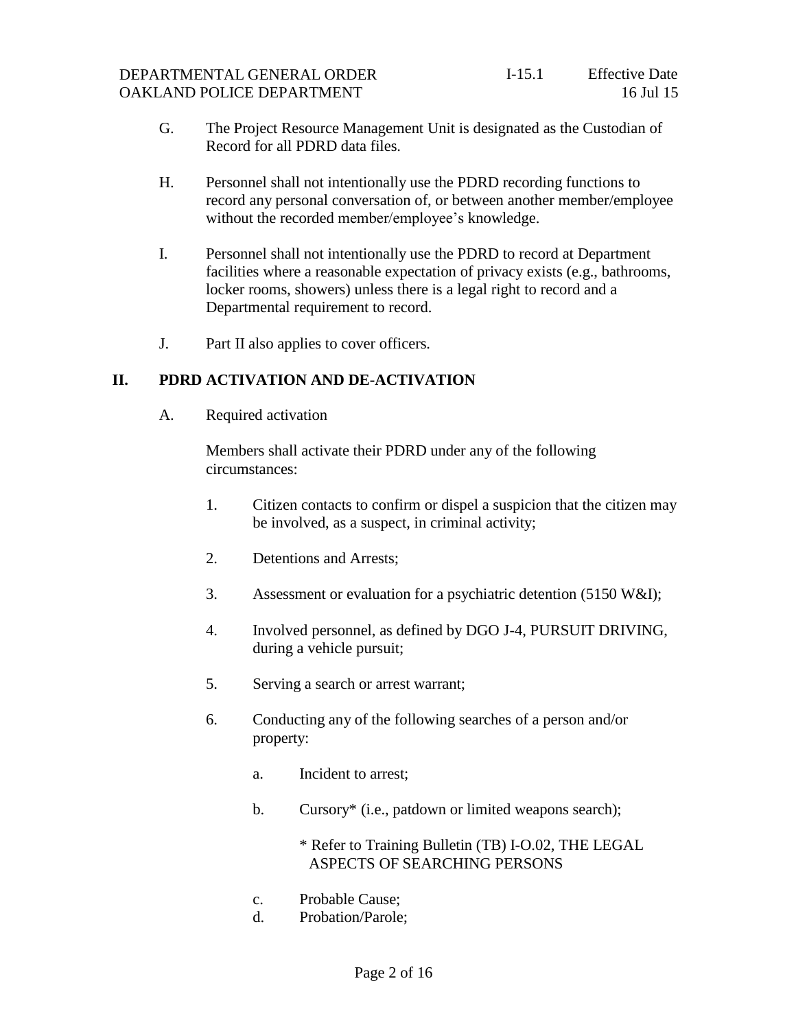G. The Project Resource Management Unit is designated as the Custodian of Record for all PDRD data files.

H. Personnel shall not intentionally use the PDRD recording functions to record any personal conversation of, or between another member/employee without the recorded member/employee's knowledge.

I. Personnel shall not intentionally use the PDRD to record at Department facilities where a reasonable expectation of privacy exists (e.g., bathrooms, locker rooms, showers) unless there is a legal right to record and a Departmental requirement to record.

J. Part II also applies to cover officers.

## II. PDRD ACTIVATION AND DE-ACTIVATION

A. Required activation

Members shall activate their PDRD under any of the following circumstances:

1. Citizen contacts to confirm or dispel a suspicion that the citizen may be involved, as a suspect, in criminal activity;

2. Detentions and Arrests;

3. Assessment or evaluation for a psychiatric detention (5150 W&I);

4. Involved personnel, as defined by DGO J-4, PURSUIT DRIVING, during a vehicle pursuit;

5. Serving a search or arrest warrant;

6. Conducting any of the following searches of a person and/or property:

   a. Incident to arrest;

   b. Cursory* (i.e., patdown or limited weapons search);

      * Refer to Training Bulletin (TB) I-O.02, THE LEGAL ASPECTS OF SEARCHING PERSONS

   c. Probable Cause;

   d. Probation/Parole;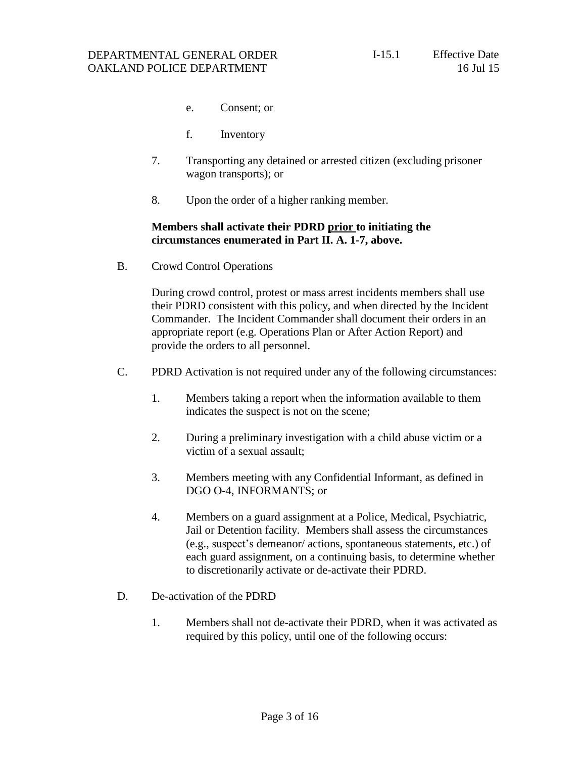e. Consent; or

f. Inventory

7. Transporting any detained or arrested citizen (excluding prisoner wagon transports); or

8. Upon the order of a higher ranking member.

**Members shall activate their PDRD <u>prior</u> to initiating the circumstances enumerated in Part II. A. 1-7, above.**

B. Crowd Control Operations

During crowd control, protest or mass arrest incidents members shall use their PDRD consistent with this policy, and when directed by the Incident Commander. The Incident Commander shall document their orders in an appropriate report (e.g. Operations Plan or After Action Report) and provide the orders to all personnel.

C. PDRD Activation is not required under any of the following circumstances:

1. Members taking a report when the information available to them indicates the suspect is not on the scene;

2. During a preliminary investigation with a child abuse victim or a victim of a sexual assault;

3. Members meeting with any Confidential Informant, as defined in DGO O-4, INFORMANTS; or

4. Members on a guard assignment at a Police, Medical, Psychiatric, Jail or Detention facility. Members shall assess the circumstances (e.g., suspect's demeanor/ actions, spontaneous statements, etc.) of each guard assignment, on a continuing basis, to determine whether to discretionarily activate or de-activate their PDRD.

D. De-activation of the PDRD

1. Members shall not de-activate their PDRD, when it was activated as required by this policy, until one of the following occurs: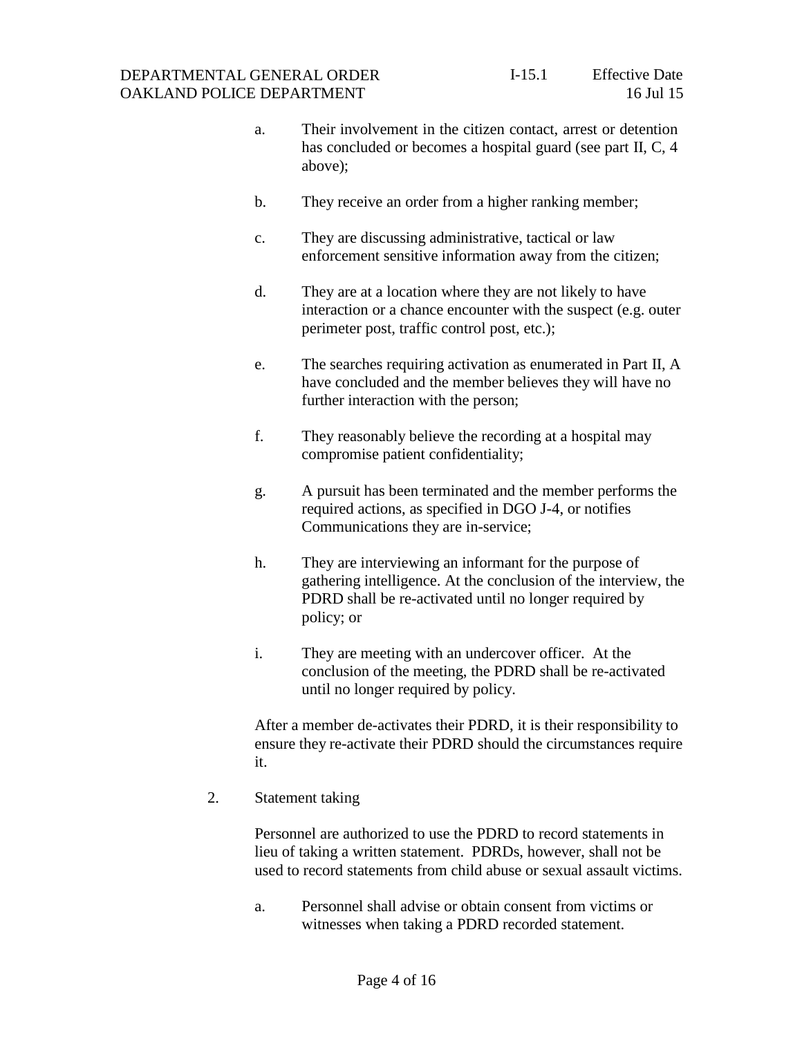a. Their involvement in the citizen contact, arrest or detention has concluded or becomes a hospital guard (see part II, C, 4 above);

b. They receive an order from a higher ranking member;

c. They are discussing administrative, tactical or law enforcement sensitive information away from the citizen;

d. They are at a location where they are not likely to have interaction or a chance encounter with the suspect (e.g. outer perimeter post, traffic control post, etc.);

e. The searches requiring activation as enumerated in Part II, A have concluded and the member believes they will have no further interaction with the person;

f. They reasonably believe the recording at a hospital may compromise patient confidentiality;

g. A pursuit has been terminated and the member performs the required actions, as specified in DGO J-4, or notifies Communications they are in-service;

h. They are interviewing an informant for the purpose of gathering intelligence. At the conclusion of the interview, the PDRD shall be re-activated until no longer required by policy; or

i. They are meeting with an undercover officer. At the conclusion of the meeting, the PDRD shall be re-activated until no longer required by policy.

After a member de-activates their PDRD, it is their responsibility to ensure they re-activate their PDRD should the circumstances require it.

2. Statement taking

Personnel are authorized to use the PDRD to record statements in lieu of taking a written statement. PDRDs, however, shall not be used to record statements from child abuse or sexual assault victims.

a. Personnel shall advise or obtain consent from victims or witnesses when taking a PDRD recorded statement.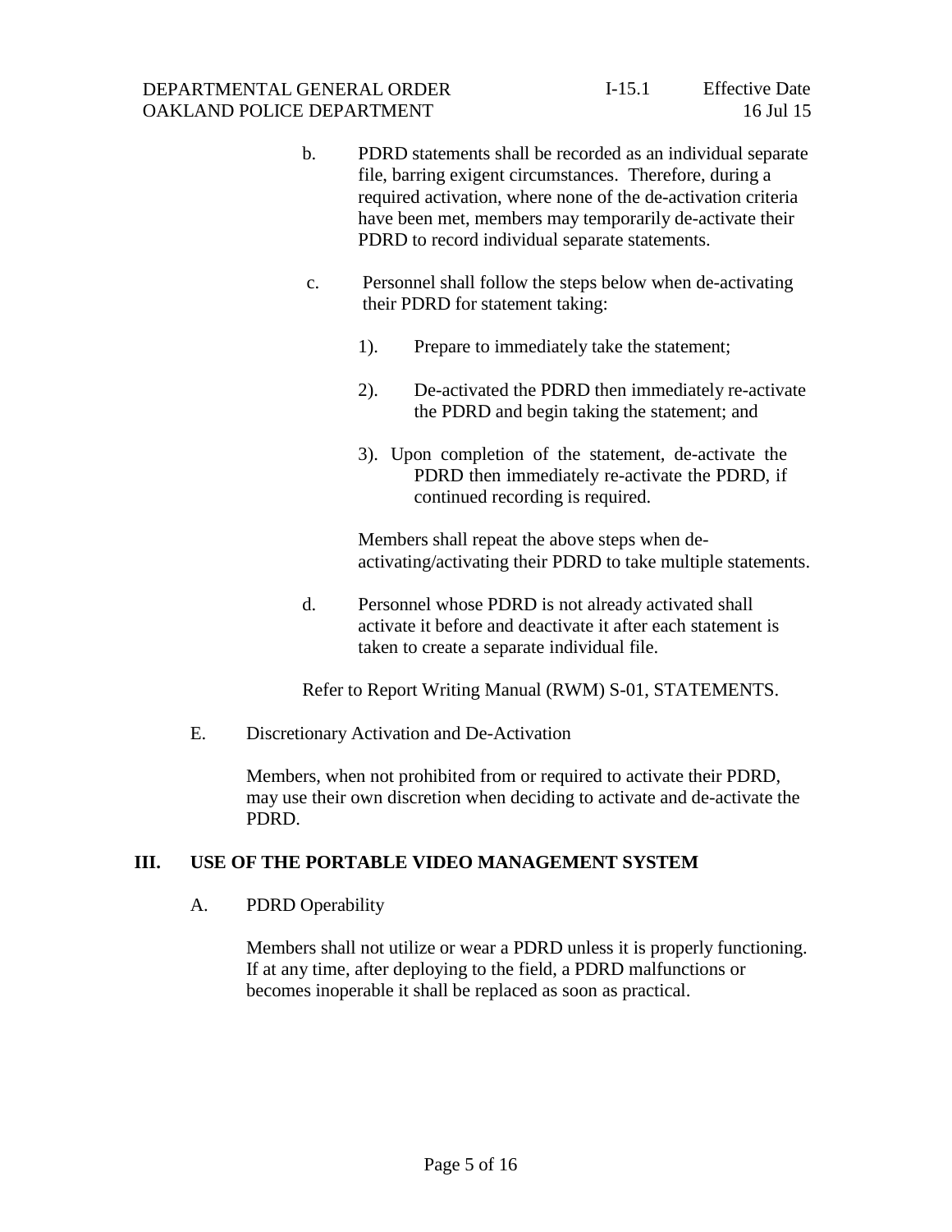b. PDRD statements shall be recorded as an individual separate file, barring exigent circumstances. Therefore, during a required activation, where none of the de-activation criteria have been met, members may temporarily de-activate their PDRD to record individual separate statements.

c. Personnel shall follow the steps below when de-activating their PDRD for statement taking:

1). Prepare to immediately take the statement;

2). De-activated the PDRD then immediately re-activate the PDRD and begin taking the statement; and

3). Upon completion of the statement, de-activate the PDRD then immediately re-activate the PDRD, if continued recording is required.

Members shall repeat the above steps when de-activating/activating their PDRD to take multiple statements.

d. Personnel whose PDRD is not already activated shall activate it before and deactivate it after each statement is taken to create a separate individual file.

Refer to Report Writing Manual (RWM) S-01, STATEMENTS.

E. Discretionary Activation and De-Activation

Members, when not prohibited from or required to activate their PDRD, may use their own discretion when deciding to activate and de-activate the PDRD.

## III. USE OF THE PORTABLE VIDEO MANAGEMENT SYSTEM

A. PDRD Operability

Members shall not utilize or wear a PDRD unless it is properly functioning. If at any time, after deploying to the field, a PDRD malfunctions or becomes inoperable it shall be replaced as soon as practical.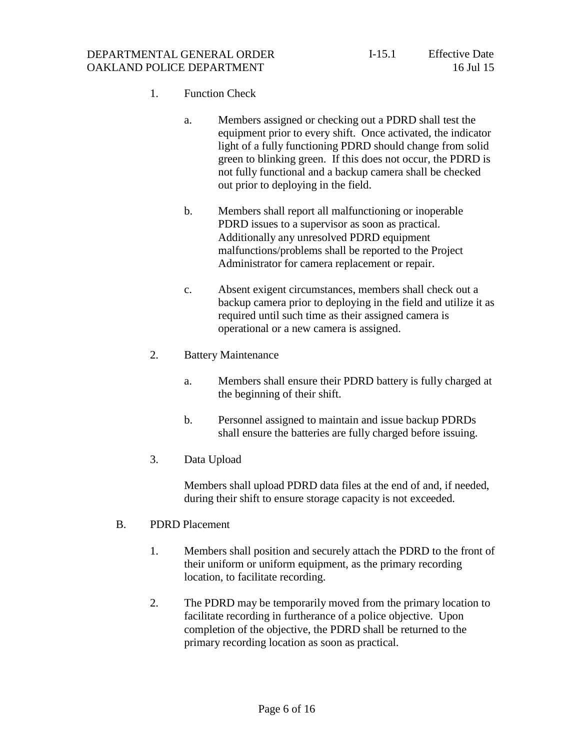1. Function Check

   a. Members assigned or checking out a PDRD shall test the equipment prior to every shift. Once activated, the indicator light of a fully functioning PDRD should change from solid green to blinking green. If this does not occur, the PDRD is not fully functional and a backup camera shall be checked out prior to deploying in the field.

   b. Members shall report all malfunctioning or inoperable PDRD issues to a supervisor as soon as practical. Additionally any unresolved PDRD equipment malfunctions/problems shall be reported to the Project Administrator for camera replacement or repair.

   c. Absent exigent circumstances, members shall check out a backup camera prior to deploying in the field and utilize it as required until such time as their assigned camera is operational or a new camera is assigned.

2. Battery Maintenance

   a. Members shall ensure their PDRD battery is fully charged at the beginning of their shift.

   b. Personnel assigned to maintain and issue backup PDRDs shall ensure the batteries are fully charged before issuing.

3. Data Upload

   Members shall upload PDRD data files at the end of and, if needed, during their shift to ensure storage capacity is not exceeded.

B. PDRD Placement

1. Members shall position and securely attach the PDRD to the front of their uniform or uniform equipment, as the primary recording location, to facilitate recording.

2. The PDRD may be temporarily moved from the primary location to facilitate recording in furtherance of a police objective. Upon completion of the objective, the PDRD shall be returned to the primary recording location as soon as practical.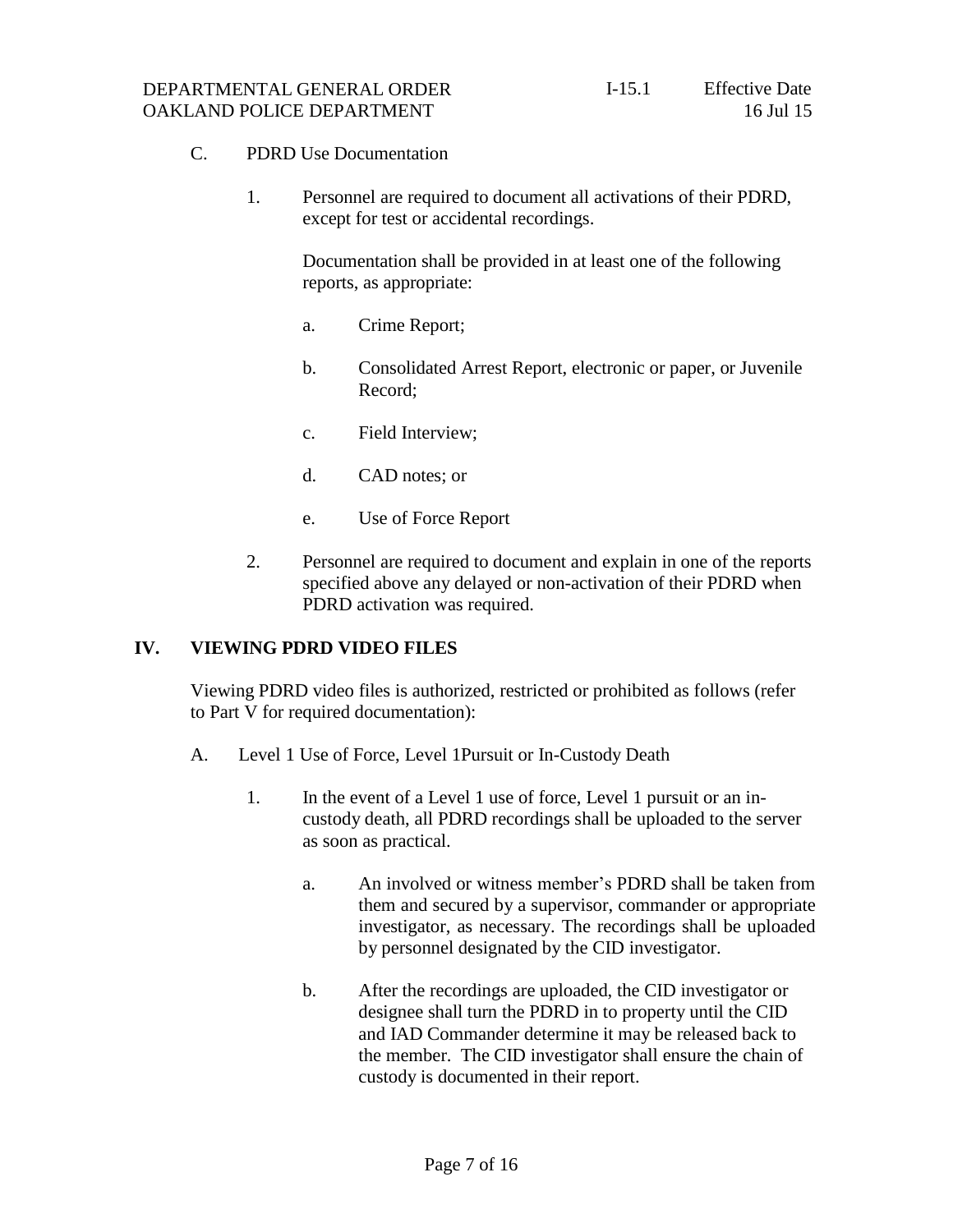C. PDRD Use Documentation

1. Personnel are required to document all activations of their PDRD, except for test or accidental recordings.

   Documentation shall be provided in at least one of the following reports, as appropriate:

   a. Crime Report;

   b. Consolidated Arrest Report, electronic or paper, or Juvenile Record;

   c. Field Interview;

   d. CAD notes; or

   e. Use of Force Report

2. Personnel are required to document and explain in one of the reports specified above any delayed or non-activation of their PDRD when PDRD activation was required.

## IV. VIEWING PDRD VIDEO FILES

Viewing PDRD video files is authorized, restricted or prohibited as follows (refer to Part V for required documentation):

A. Level 1 Use of Force, Level 1Pursuit or In-Custody Death

1. In the event of a Level 1 use of force, Level 1 pursuit or an in-custody death, all PDRD recordings shall be uploaded to the server as soon as practical.

   a. An involved or witness member's PDRD shall be taken from them and secured by a supervisor, commander or appropriate investigator, as necessary. The recordings shall be uploaded by personnel designated by the CID investigator.

   b. After the recordings are uploaded, the CID investigator or designee shall turn the PDRD in to property until the CID and IAD Commander determine it may be released back to the member. The CID investigator shall ensure the chain of custody is documented in their report.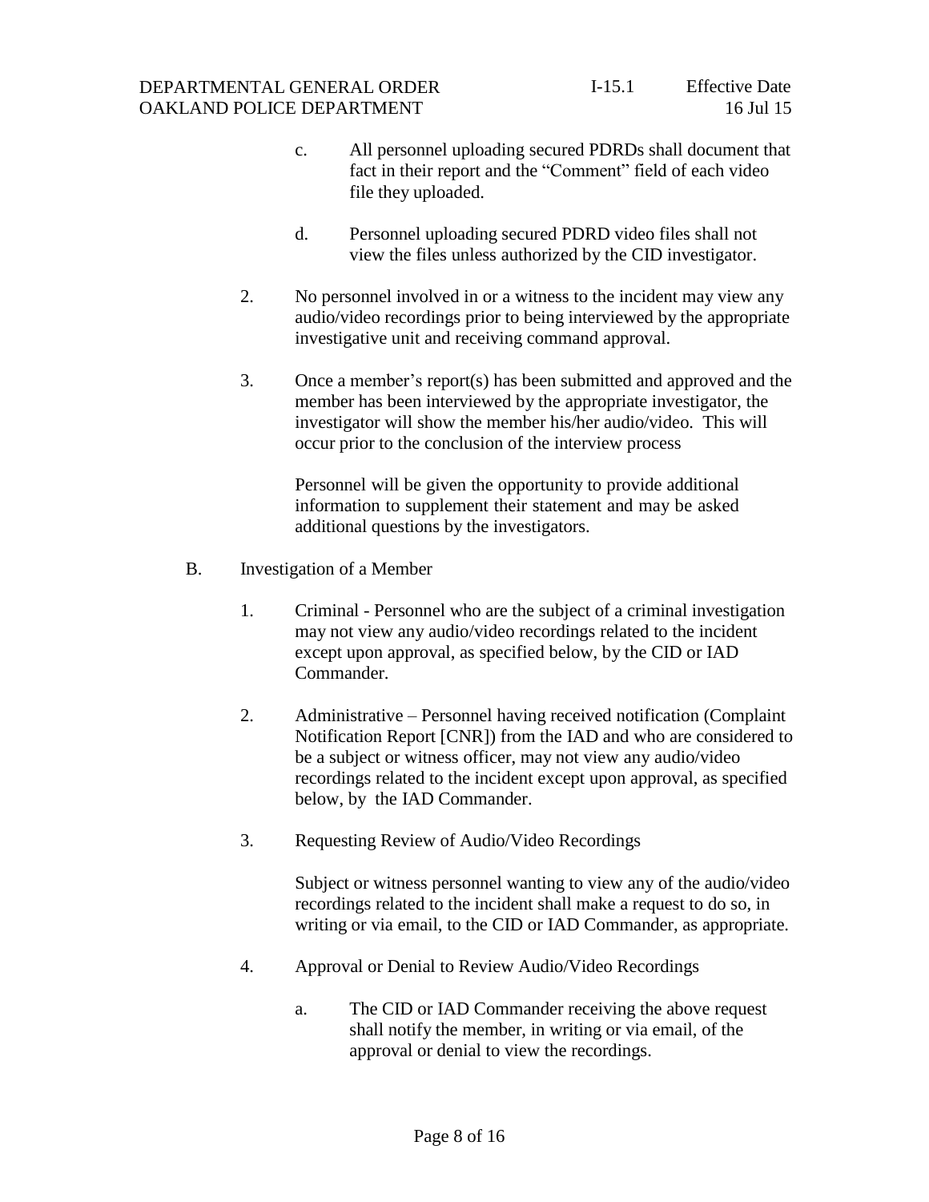c. All personnel uploading secured PDRDs shall document that fact in their report and the "Comment" field of each video file they uploaded.

d. Personnel uploading secured PDRD video files shall not view the files unless authorized by the CID investigator.

2. No personnel involved in or a witness to the incident may view any audio/video recordings prior to being interviewed by the appropriate investigative unit and receiving command approval.

3. Once a member's report(s) has been submitted and approved and the member has been interviewed by the appropriate investigator, the investigator will show the member his/her audio/video. This will occur prior to the conclusion of the interview process

   Personnel will be given the opportunity to provide additional information to supplement their statement and may be asked additional questions by the investigators.

B. Investigation of a Member

1. Criminal - Personnel who are the subject of a criminal investigation may not view any audio/video recordings related to the incident except upon approval, as specified below, by the CID or IAD Commander.

2. Administrative – Personnel having received notification (Complaint Notification Report [CNR]) from the IAD and who are considered to be a subject or witness officer, may not view any audio/video recordings related to the incident except upon approval, as specified below, by the IAD Commander.

3. Requesting Review of Audio/Video Recordings

   Subject or witness personnel wanting to view any of the audio/video recordings related to the incident shall make a request to do so, in writing or via email, to the CID or IAD Commander, as appropriate.

4. Approval or Denial to Review Audio/Video Recordings

   a. The CID or IAD Commander receiving the above request shall notify the member, in writing or via email, of the approval or denial to view the recordings.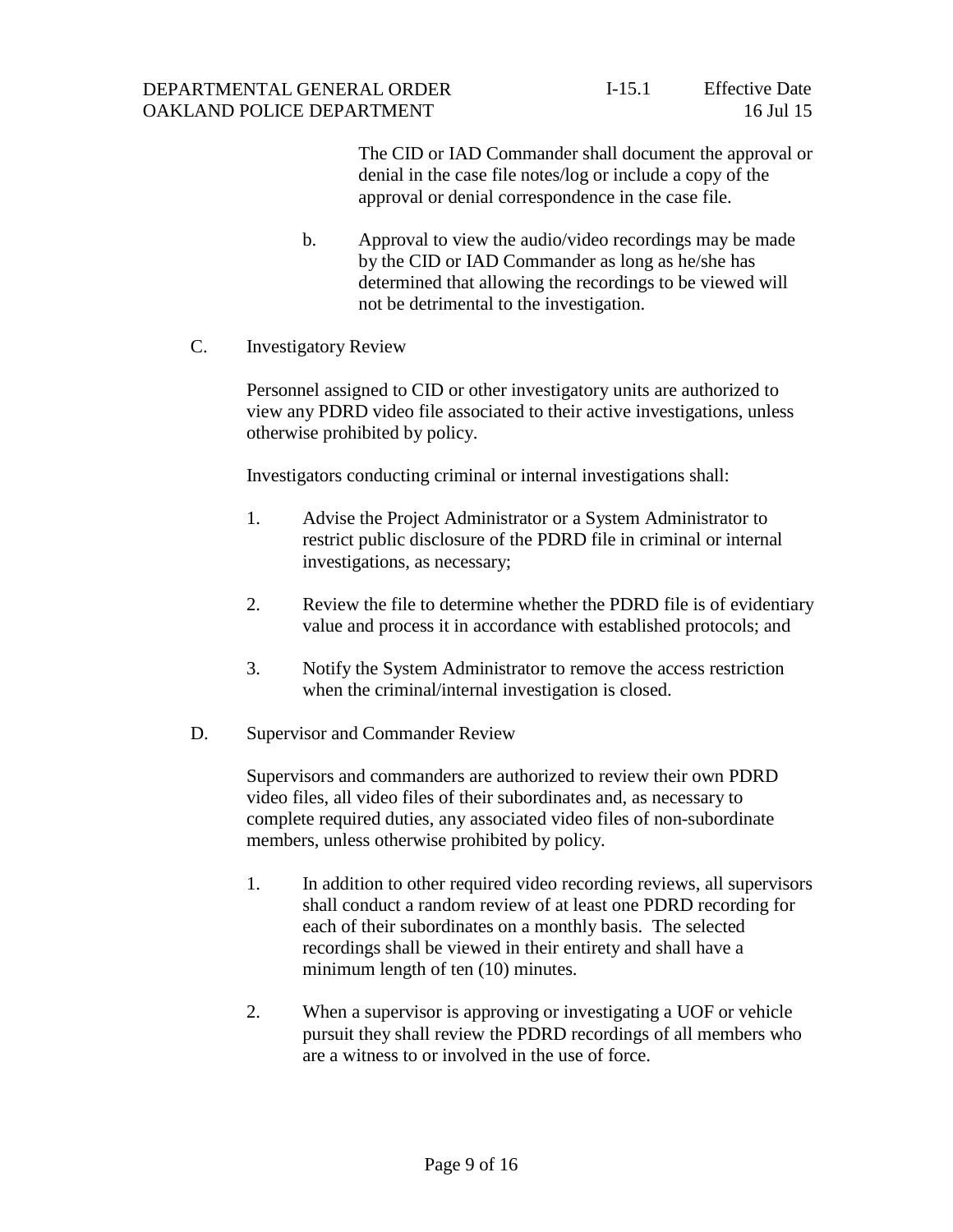The CID or IAD Commander shall document the approval or denial in the case file notes/log or include a copy of the approval or denial correspondence in the case file.

b. Approval to view the audio/video recordings may be made by the CID or IAD Commander as long as he/she has determined that allowing the recordings to be viewed will not be detrimental to the investigation.

C. Investigatory Review

Personnel assigned to CID or other investigatory units are authorized to view any PDRD video file associated to their active investigations, unless otherwise prohibited by policy.

Investigators conducting criminal or internal investigations shall:

1. Advise the Project Administrator or a System Administrator to restrict public disclosure of the PDRD file in criminal or internal investigations, as necessary;

2. Review the file to determine whether the PDRD file is of evidentiary value and process it in accordance with established protocols; and

3. Notify the System Administrator to remove the access restriction when the criminal/internal investigation is closed.

D. Supervisor and Commander Review

Supervisors and commanders are authorized to review their own PDRD video files, all video files of their subordinates and, as necessary to complete required duties, any associated video files of non-subordinate members, unless otherwise prohibited by policy.

1. In addition to other required video recording reviews, all supervisors shall conduct a random review of at least one PDRD recording for each of their subordinates on a monthly basis. The selected recordings shall be viewed in their entirety and shall have a minimum length of ten (10) minutes.

2. When a supervisor is approving or investigating a UOF or vehicle pursuit they shall review the PDRD recordings of all members who are a witness to or involved in the use of force.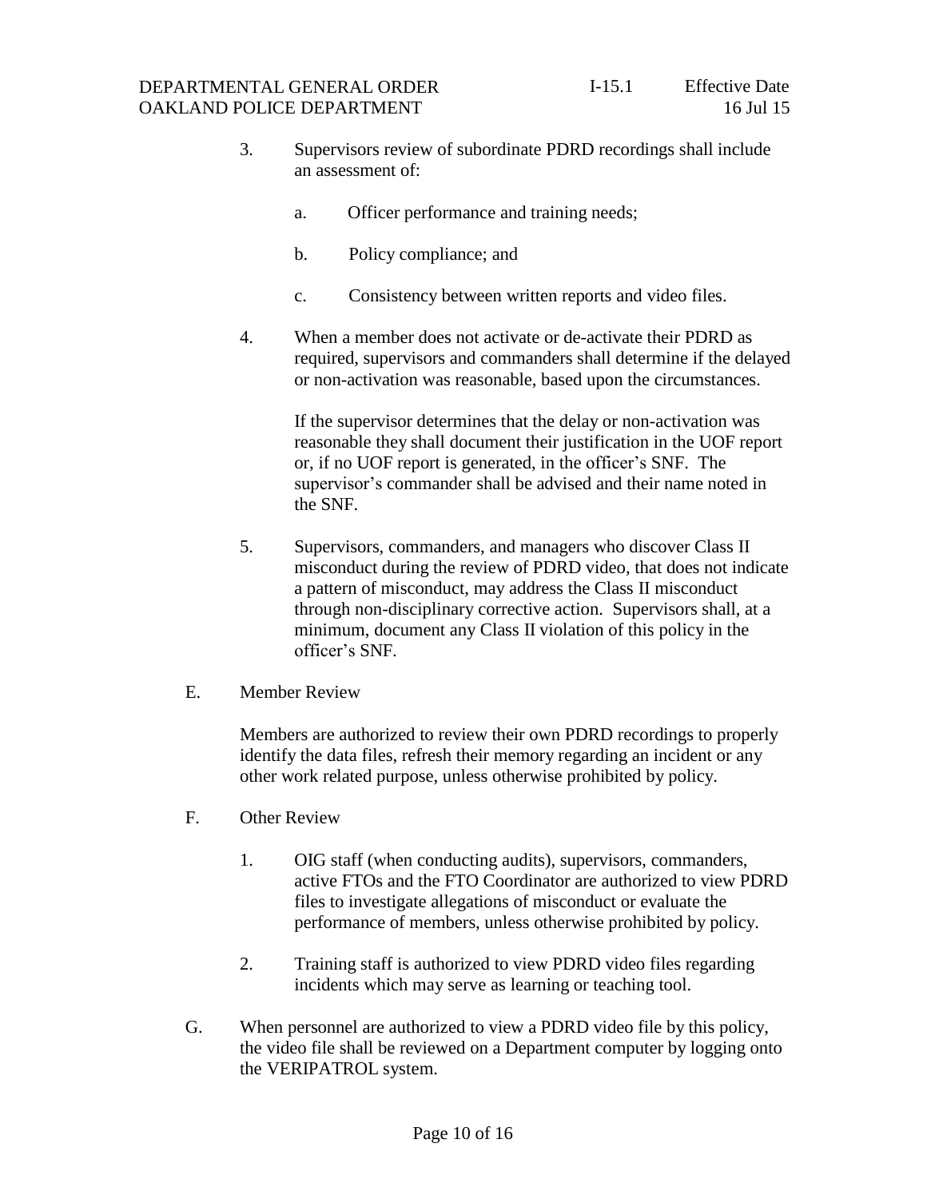3. Supervisors review of subordinate PDRD recordings shall include an assessment of:

   a. Officer performance and training needs;

   b. Policy compliance; and

   c. Consistency between written reports and video files.

4. When a member does not activate or de-activate their PDRD as required, supervisors and commanders shall determine if the delayed or non-activation was reasonable, based upon the circumstances.

   If the supervisor determines that the delay or non-activation was reasonable they shall document their justification in the UOF report or, if no UOF report is generated, in the officer's SNF. The supervisor's commander shall be advised and their name noted in the SNF.

5. Supervisors, commanders, and managers who discover Class II misconduct during the review of PDRD video, that does not indicate a pattern of misconduct, may address the Class II misconduct through non-disciplinary corrective action. Supervisors shall, at a minimum, document any Class II violation of this policy in the officer's SNF.

E. Member Review

Members are authorized to review their own PDRD recordings to properly identify the data files, refresh their memory regarding an incident or any other work related purpose, unless otherwise prohibited by policy.

F. Other Review

1. OIG staff (when conducting audits), supervisors, commanders, active FTOs and the FTO Coordinator are authorized to view PDRD files to investigate allegations of misconduct or evaluate the performance of members, unless otherwise prohibited by policy.

2. Training staff is authorized to view PDRD video files regarding incidents which may serve as learning or teaching tool.

G. When personnel are authorized to view a PDRD video file by this policy, the video file shall be reviewed on a Department computer by logging onto the VERIPATROL system.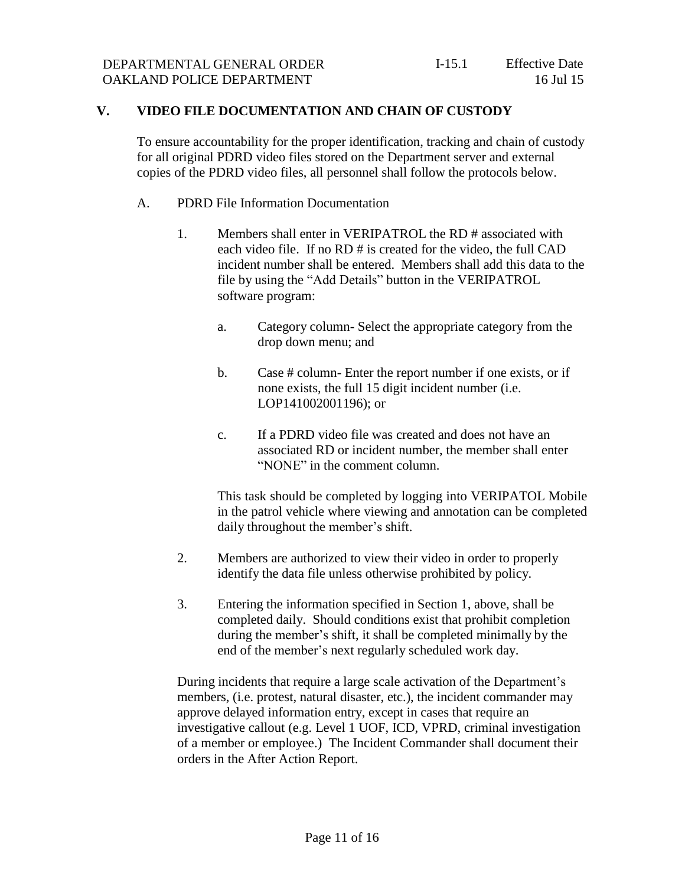## V. VIDEO FILE DOCUMENTATION AND CHAIN OF CUSTODY

To ensure accountability for the proper identification, tracking and chain of custody for all original PDRD video files stored on the Department server and external copies of the PDRD video files, all personnel shall follow the protocols below.

### A. PDRD File Information Documentation

1. Members shall enter in VERIPATROL the RD # associated with each video file. If no RD # is created for the video, the full CAD incident number shall be entered. Members shall add this data to the file by using the "Add Details" button in the VERIPATROL software program:

   a. Category column- Select the appropriate category from the drop down menu; and

   b. Case # column- Enter the report number if one exists, or if none exists, the full 15 digit incident number (i.e. LOP141002001196); or

   c. If a PDRD video file was created and does not have an associated RD or incident number, the member shall enter "NONE" in the comment column.

   This task should be completed by logging into VERIPATOL Mobile in the patrol vehicle where viewing and annotation can be completed daily throughout the member's shift.

2. Members are authorized to view their video in order to properly identify the data file unless otherwise prohibited by policy.

3. Entering the information specified in Section 1, above, shall be completed daily. Should conditions exist that prohibit completion during the member's shift, it shall be completed minimally by the end of the member's next regularly scheduled work day.

During incidents that require a large scale activation of the Department's members, (i.e. protest, natural disaster, etc.), the incident commander may approve delayed information entry, except in cases that require an investigative callout (e.g. Level 1 UOF, ICD, VPRD, criminal investigation of a member or employee.) The Incident Commander shall document their orders in the After Action Report.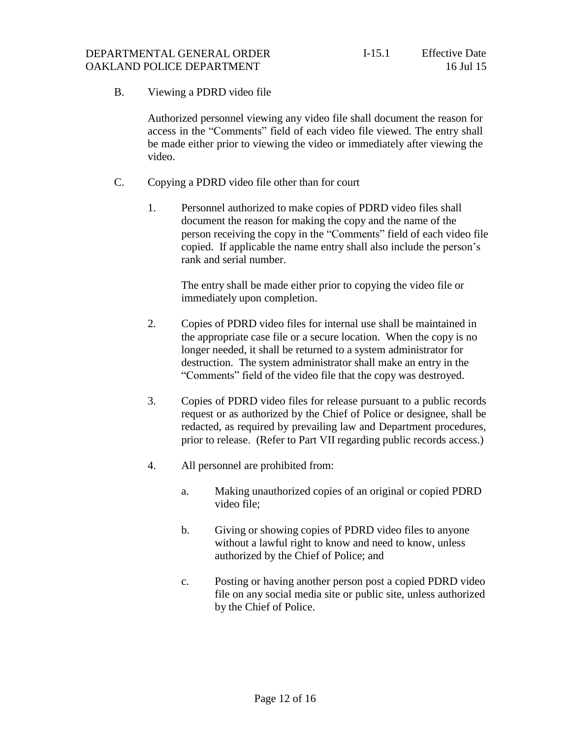B. Viewing a PDRD video file

Authorized personnel viewing any video file shall document the reason for access in the “Comments” field of each video file viewed. The entry shall be made either prior to viewing the video or immediately after viewing the video.

C. Copying a PDRD video file other than for court

1. Personnel authorized to make copies of PDRD video files shall document the reason for making the copy and the name of the person receiving the copy in the “Comments” field of each video file copied. If applicable the name entry shall also include the person’s rank and serial number.

   The entry shall be made either prior to copying the video file or immediately upon completion.

2. Copies of PDRD video files for internal use shall be maintained in the appropriate case file or a secure location. When the copy is no longer needed, it shall be returned to a system administrator for destruction. The system administrator shall make an entry in the “Comments” field of the video file that the copy was destroyed.

3. Copies of PDRD video files for release pursuant to a public records request or as authorized by the Chief of Police or designee, shall be redacted, as required by prevailing law and Department procedures, prior to release. (Refer to Part VII regarding public records access.)

4. All personnel are prohibited from:

   a. Making unauthorized copies of an original or copied PDRD video file;

   b. Giving or showing copies of PDRD video files to anyone without a lawful right to know and need to know, unless authorized by the Chief of Police; and

   c. Posting or having another person post a copied PDRD video file on any social media site or public site, unless authorized by the Chief of Police.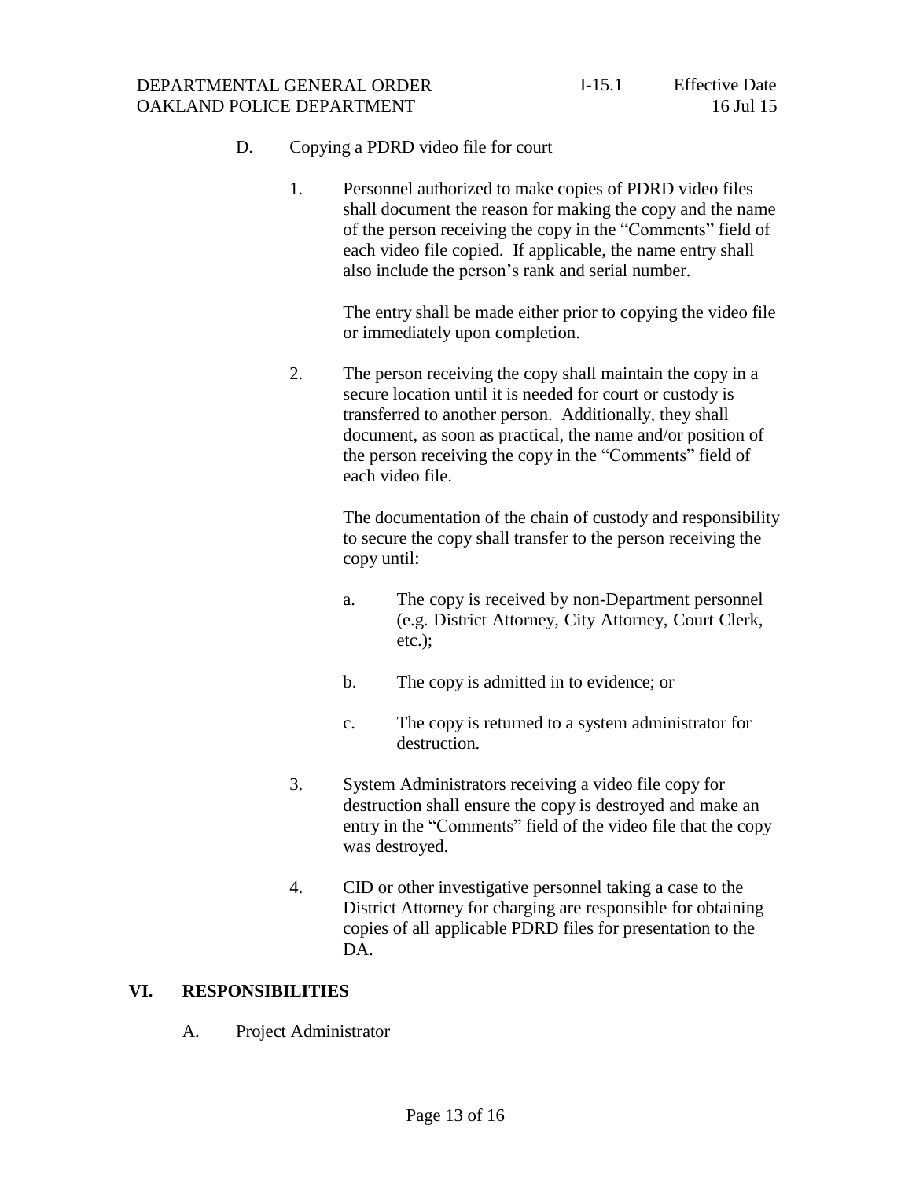D. Copying a PDRD video file for court

1. Personnel authorized to make copies of PDRD video files shall document the reason for making the copy and the name of the person receiving the copy in the "Comments" field of each video file copied. If applicable, the name entry shall also include the person's rank and serial number.

   The entry shall be made either prior to copying the video file or immediately upon completion.

2. The person receiving the copy shall maintain the copy in a secure location until it is needed for court or custody is transferred to another person. Additionally, they shall document, as soon as practical, the name and/or position of the person receiving the copy in the "Comments" field of each video file.

   The documentation of the chain of custody and responsibility to secure the copy shall transfer to the person receiving the copy until:

   a. The copy is received by non-Department personnel (e.g. District Attorney, City Attorney, Court Clerk, etc.);

   b. The copy is admitted in to evidence; or

   c. The copy is returned to a system administrator for destruction.

3. System Administrators receiving a video file copy for destruction shall ensure the copy is destroyed and make an entry in the "Comments" field of the video file that the copy was destroyed.

4. CID or other investigative personnel taking a case to the District Attorney for charging are responsible for obtaining copies of all applicable PDRD files for presentation to the DA.

## VI. RESPONSIBILITIES

A. Project Administrator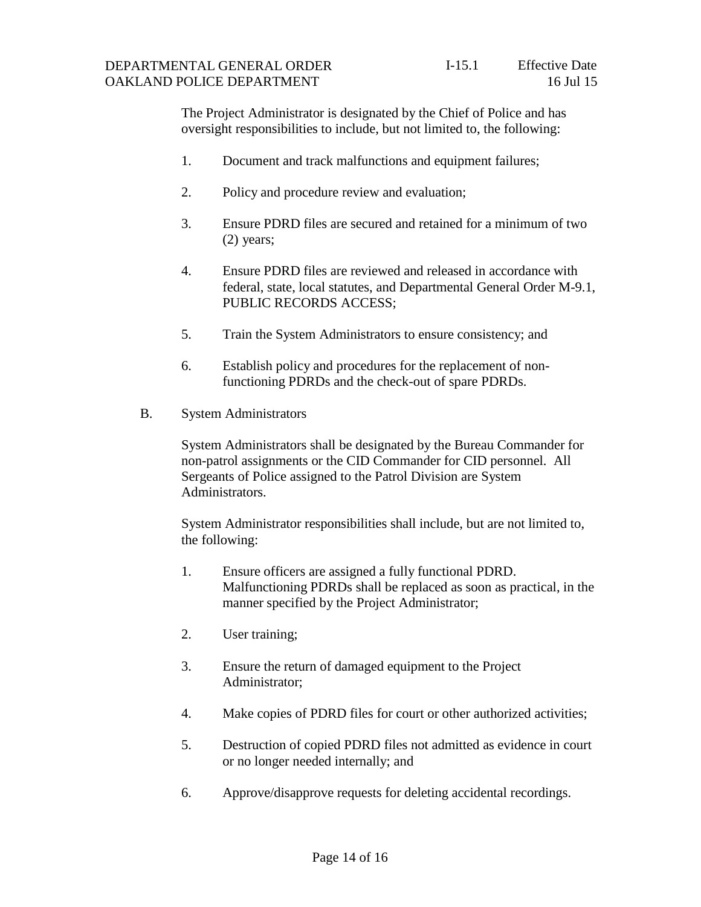The Project Administrator is designated by the Chief of Police and has oversight responsibilities to include, but not limited to, the following:

1. Document and track malfunctions and equipment failures;
2. Policy and procedure review and evaluation;
3. Ensure PDRD files are secured and retained for a minimum of two (2) years;
4. Ensure PDRD files are reviewed and released in accordance with federal, state, local statutes, and Departmental General Order M-9.1, PUBLIC RECORDS ACCESS;
5. Train the System Administrators to ensure consistency; and
6. Establish policy and procedures for the replacement of non-functioning PDRDs and the check-out of spare PDRDs.

B. System Administrators

System Administrators shall be designated by the Bureau Commander for non-patrol assignments or the CID Commander for CID personnel. All Sergeants of Police assigned to the Patrol Division are System Administrators.

System Administrator responsibilities shall include, but are not limited to, the following:

1. Ensure officers are assigned a fully functional PDRD. Malfunctioning PDRDs shall be replaced as soon as practical, in the manner specified by the Project Administrator;
2. User training;
3. Ensure the return of damaged equipment to the Project Administrator;
4. Make copies of PDRD files for court or other authorized activities;
5. Destruction of copied PDRD files not admitted as evidence in court or no longer needed internally; and
6. Approve/disapprove requests for deleting accidental recordings.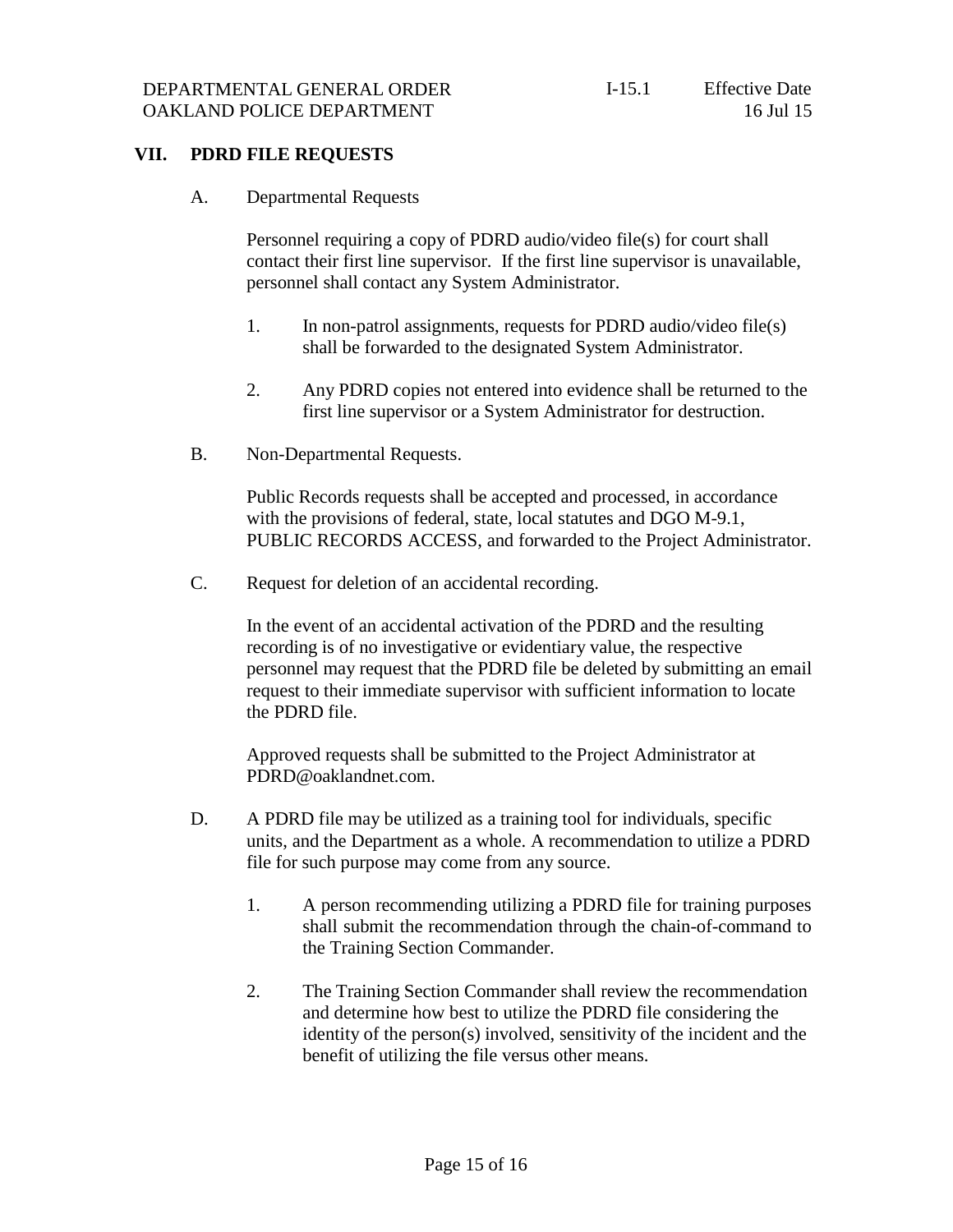## VII. PDRD FILE REQUESTS

A. Departmental Requests

Personnel requiring a copy of PDRD audio/video file(s) for court shall contact their first line supervisor. If the first line supervisor is unavailable, personnel shall contact any System Administrator.

1. In non-patrol assignments, requests for PDRD audio/video file(s) shall be forwarded to the designated System Administrator.

2. Any PDRD copies not entered into evidence shall be returned to the first line supervisor or a System Administrator for destruction.

B. Non-Departmental Requests.

Public Records requests shall be accepted and processed, in accordance with the provisions of federal, state, local statutes and DGO M-9.1, PUBLIC RECORDS ACCESS, and forwarded to the Project Administrator.

C. Request for deletion of an accidental recording.

In the event of an accidental activation of the PDRD and the resulting recording is of no investigative or evidentiary value, the respective personnel may request that the PDRD file be deleted by submitting an email request to their immediate supervisor with sufficient information to locate the PDRD file.

Approved requests shall be submitted to the Project Administrator at PDRD@oaklandnet.com.

D. A PDRD file may be utilized as a training tool for individuals, specific units, and the Department as a whole. A recommendation to utilize a PDRD file for such purpose may come from any source.

1. A person recommending utilizing a PDRD file for training purposes shall submit the recommendation through the chain-of-command to the Training Section Commander.

2. The Training Section Commander shall review the recommendation and determine how best to utilize the PDRD file considering the identity of the person(s) involved, sensitivity of the incident and the benefit of utilizing the file versus other means.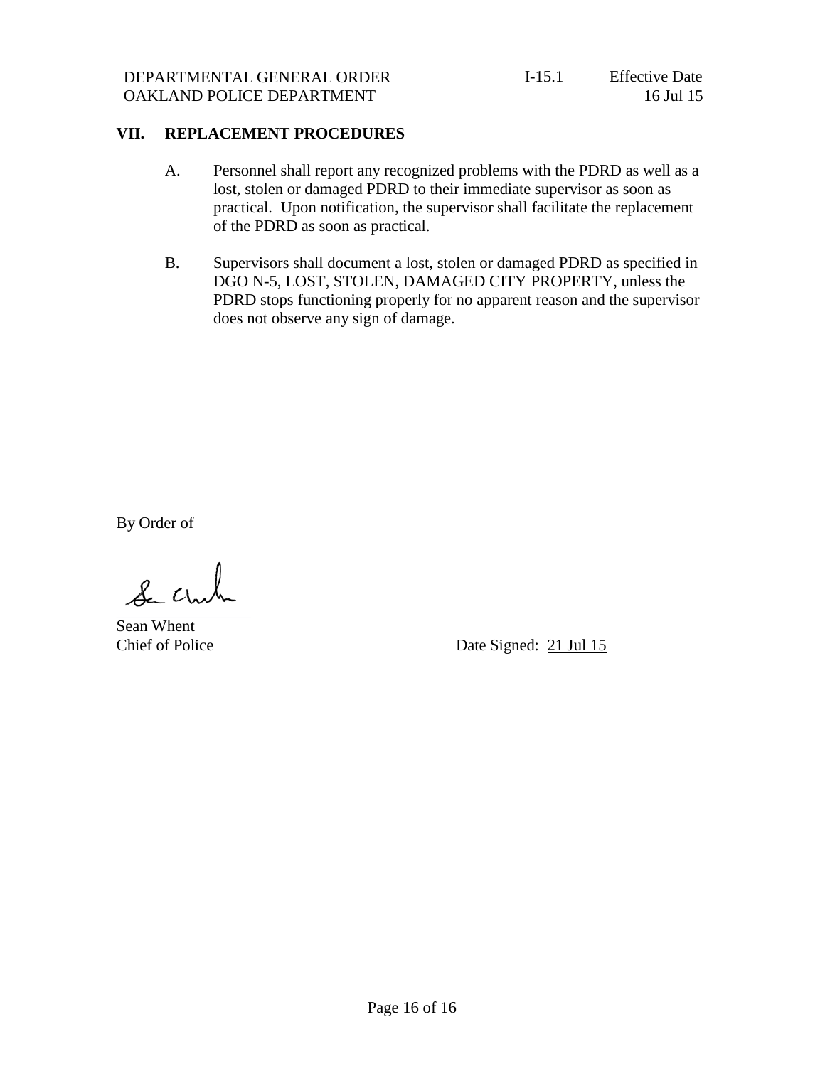## VII. REPLACEMENT PROCEDURES

A. Personnel shall report any recognized problems with the PDRD as well as a lost, stolen or damaged PDRD to their immediate supervisor as soon as practical. Upon notification, the supervisor shall facilitate the replacement of the PDRD as soon as practical.

B. Supervisors shall document a lost, stolen or damaged PDRD as specified in DGO N-5, LOST, STOLEN, DAMAGED CITY PROPERTY, unless the PDRD stops functioning properly for no apparent reason and the supervisor does not observe any sign of damage.

By Order of

Sean Whent
Chief of Police

Date Signed: 21 Jul 15